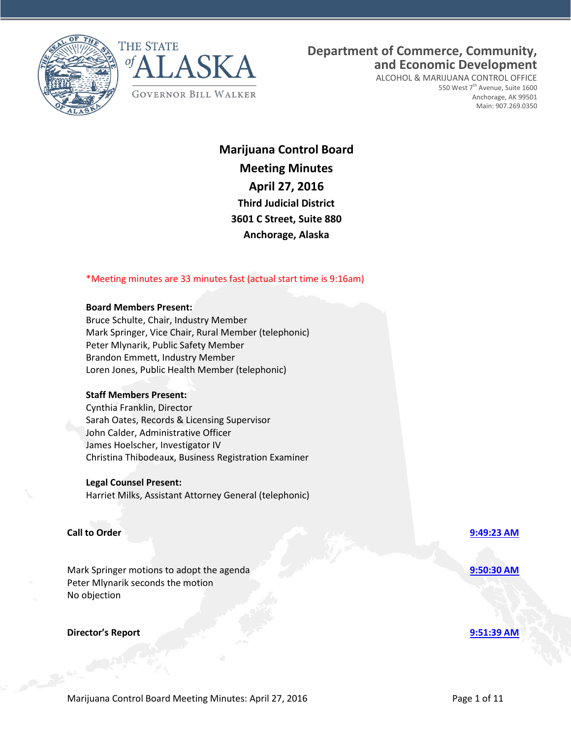THE STATE of ALASKA

GOVERNOR BILL WALKER

**Department of Commerce, Community, and Economic Development**

ALCOHOL & MARIJUANA CONTROL OFFICE
550 West 7th Avenue, Suite 1600
Anchorage, AK 99501
Main: 907.269.0350

# Marijuana Control Board
# Meeting Minutes
# April 27, 2016

**Third Judicial District**
**3601 C Street, Suite 880**
**Anchorage, Alaska**

*Meeting minutes are 33 minutes fast (actual start time is 9:16am)

**Board Members Present:**
Bruce Schulte, Chair, Industry Member
Mark Springer, Vice Chair, Rural Member (telephonic)
Peter Mlynarik, Public Safety Member
Brandon Emmett, Industry Member
Loren Jones, Public Health Member (telephonic)

**Staff Members Present:**
Cynthia Franklin, Director
Sarah Oates, Records & Licensing Supervisor
John Calder, Administrative Officer
James Hoelscher, Investigator IV
Christina Thibodeaux, Business Registration Examiner

**Legal Counsel Present:**
Harriet Milks, Assistant Attorney General (telephonic)

**Call to Order** — 9:49:23 AM

Mark Springer motions to adopt the agenda — 9:50:30 AM
Peter Mlynarik seconds the motion
No objection

**Director's Report** — 9:51:39 AM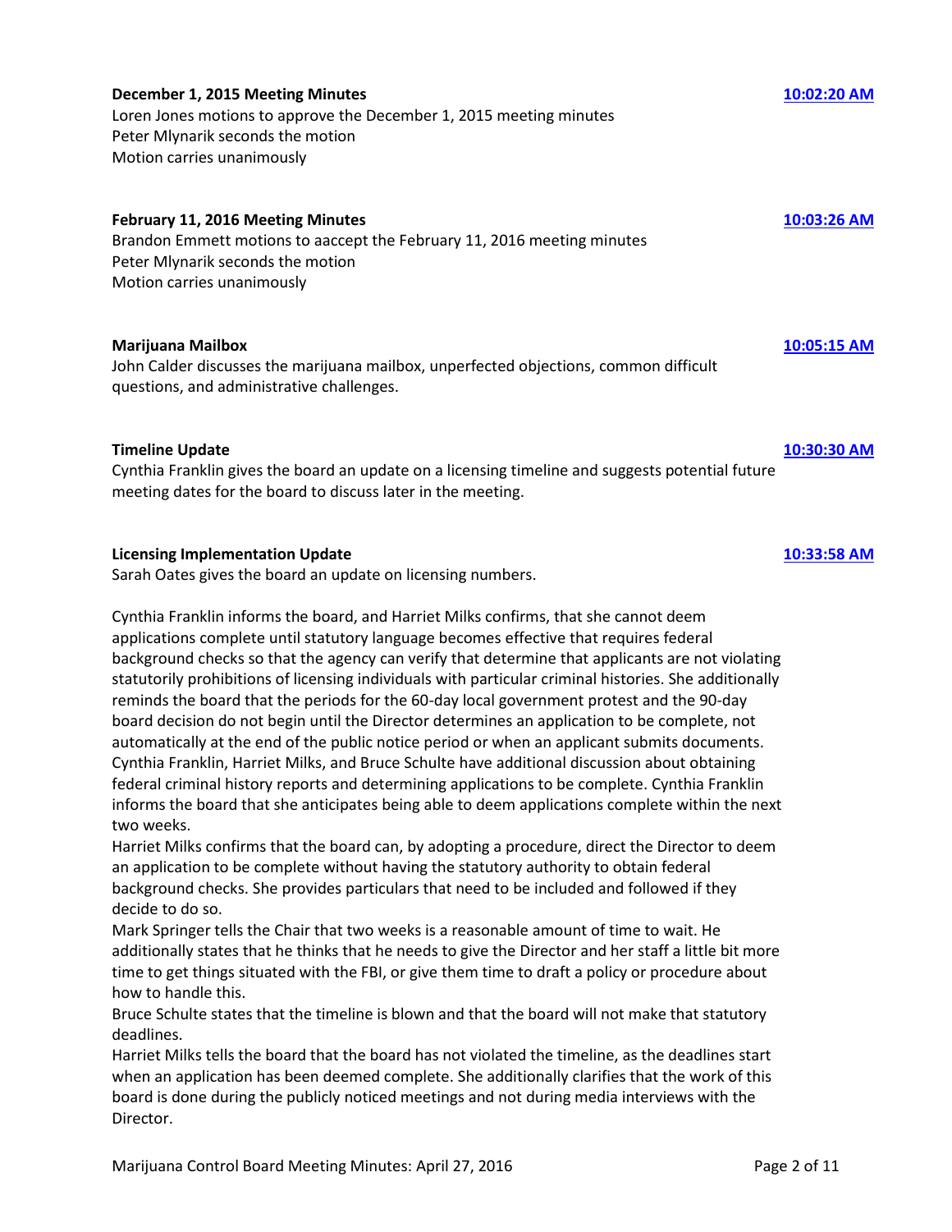**December 1, 2015 Meeting Minutes** **10:02:20 AM**

Loren Jones motions to approve the December 1, 2015 meeting minutes
Peter Mlynarik seconds the motion
Motion carries unanimously

**February 11, 2016 Meeting Minutes** **10:03:26 AM**

Brandon Emmett motions to aaccept the February 11, 2016 meeting minutes
Peter Mlynarik seconds the motion
Motion carries unanimously

**Marijuana Mailbox** **10:05:15 AM**

John Calder discusses the marijuana mailbox, unperfected objections, common difficult questions, and administrative challenges.

**Timeline Update** **10:30:30 AM**

Cynthia Franklin gives the board an update on a licensing timeline and suggests potential future meeting dates for the board to discuss later in the meeting.

**Licensing Implementation Update** **10:33:58 AM**

Sarah Oates gives the board an update on licensing numbers.

Cynthia Franklin informs the board, and Harriet Milks confirms, that she cannot deem applications complete until statutory language becomes effective that requires federal background checks so that the agency can verify that determine that applicants are not violating statutorily prohibitions of licensing individuals with particular criminal histories. She additionally reminds the board that the periods for the 60-day local government protest and the 90-day board decision do not begin until the Director determines an application to be complete, not automatically at the end of the public notice period or when an applicant submits documents. Cynthia Franklin, Harriet Milks, and Bruce Schulte have additional discussion about obtaining federal criminal history reports and determining applications to be complete. Cynthia Franklin informs the board that she anticipates being able to deem applications complete within the next two weeks.

Harriet Milks confirms that the board can, by adopting a procedure, direct the Director to deem an application to be complete without having the statutory authority to obtain federal background checks. She provides particulars that need to be included and followed if they decide to do so.

Mark Springer tells the Chair that two weeks is a reasonable amount of time to wait. He additionally states that he thinks that he needs to give the Director and her staff a little bit more time to get things situated with the FBI, or give them time to draft a policy or procedure about how to handle this.

Bruce Schulte states that the timeline is blown and that the board will not make that statutory deadlines.

Harriet Milks tells the board that the board has not violated the timeline, as the deadlines start when an application has been deemed complete. She additionally clarifies that the work of this board is done during the publicly noticed meetings and not during media interviews with the Director.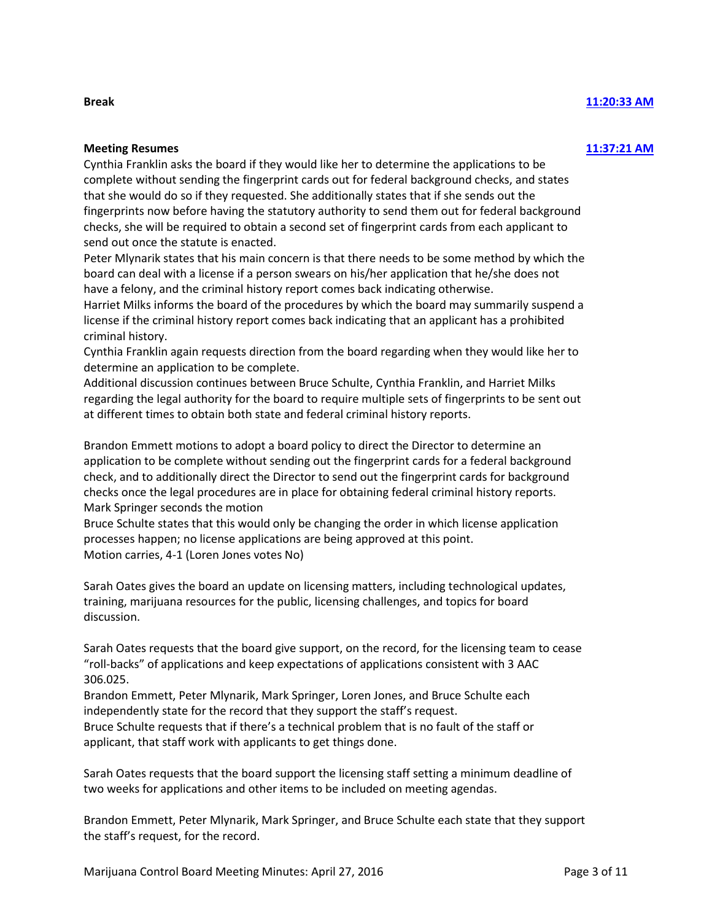**Break** **11:20:33 AM**

**Meeting Resumes** **11:37:21 AM**

Cynthia Franklin asks the board if they would like her to determine the applications to be complete without sending the fingerprint cards out for federal background checks, and states that she would do so if they requested. She additionally states that if she sends out the fingerprints now before having the statutory authority to send them out for federal background checks, she will be required to obtain a second set of fingerprint cards from each applicant to send out once the statute is enacted.

Peter Mlynarik states that his main concern is that there needs to be some method by which the board can deal with a license if a person swears on his/her application that he/she does not have a felony, and the criminal history report comes back indicating otherwise.

Harriet Milks informs the board of the procedures by which the board may summarily suspend a license if the criminal history report comes back indicating that an applicant has a prohibited criminal history.

Cynthia Franklin again requests direction from the board regarding when they would like her to determine an application to be complete.

Additional discussion continues between Bruce Schulte, Cynthia Franklin, and Harriet Milks regarding the legal authority for the board to require multiple sets of fingerprints to be sent out at different times to obtain both state and federal criminal history reports.

Brandon Emmett motions to adopt a board policy to direct the Director to determine an application to be complete without sending out the fingerprint cards for a federal background check, and to additionally direct the Director to send out the fingerprint cards for background checks once the legal procedures are in place for obtaining federal criminal history reports.
Mark Springer seconds the motion

Bruce Schulte states that this would only be changing the order in which license application processes happen; no license applications are being approved at this point.
Motion carries, 4-1 (Loren Jones votes No)

Sarah Oates gives the board an update on licensing matters, including technological updates, training, marijuana resources for the public, licensing challenges, and topics for board discussion.

Sarah Oates requests that the board give support, on the record, for the licensing team to cease "roll-backs" of applications and keep expectations of applications consistent with 3 AAC 306.025.

Brandon Emmett, Peter Mlynarik, Mark Springer, Loren Jones, and Bruce Schulte each independently state for the record that they support the staff's request.

Bruce Schulte requests that if there's a technical problem that is no fault of the staff or applicant, that staff work with applicants to get things done.

Sarah Oates requests that the board support the licensing staff setting a minimum deadline of two weeks for applications and other items to be included on meeting agendas.

Brandon Emmett, Peter Mlynarik, Mark Springer, and Bruce Schulte each state that they support the staff's request, for the record.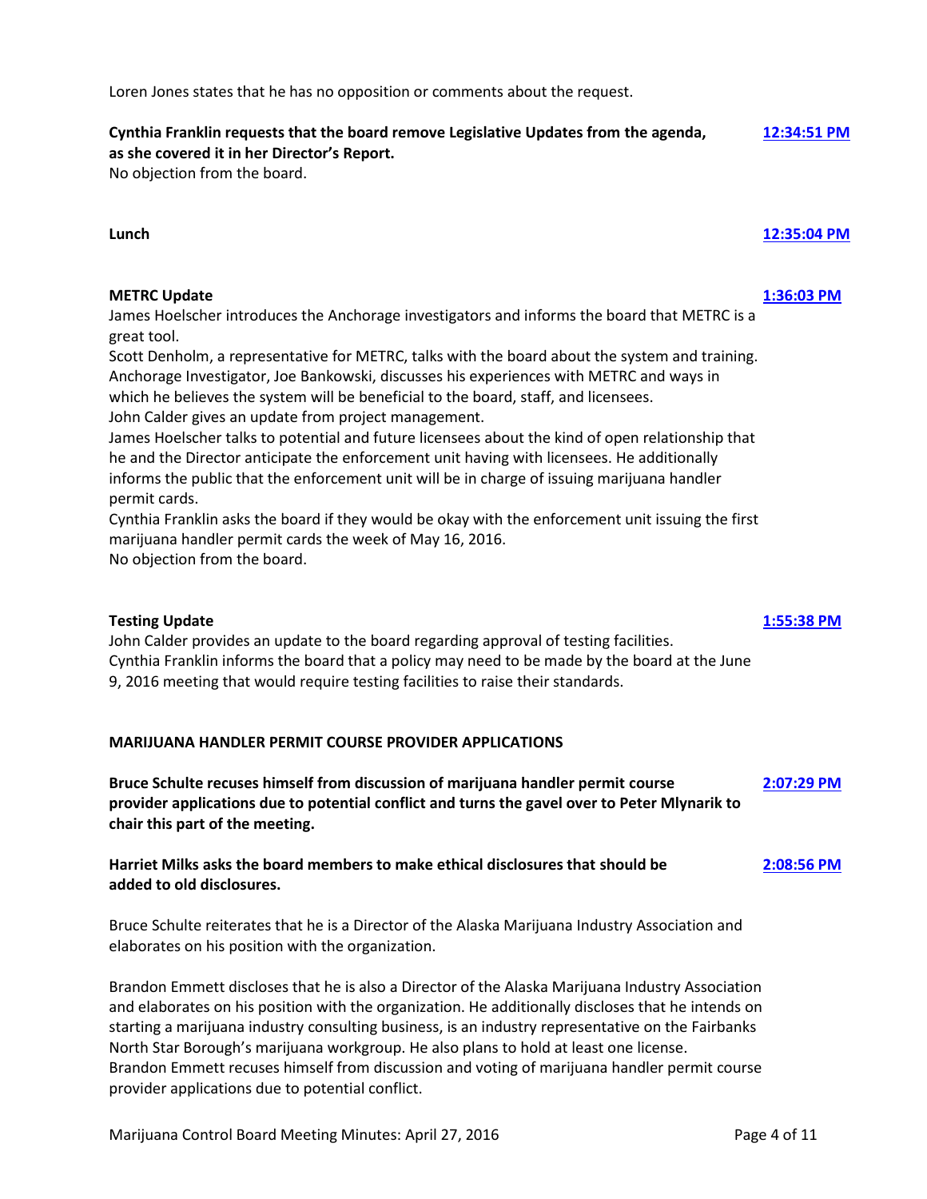Loren Jones states that he has no opposition or comments about the request.

**Cynthia Franklin requests that the board remove Legislative Updates from the agenda, as she covered it in her Director's Report.** [12:34:51 PM]
No objection from the board.

**Lunch** [12:35:04 PM]

**METRC Update** [1:36:03 PM]
James Hoelscher introduces the Anchorage investigators and informs the board that METRC is a great tool.
Scott Denholm, a representative for METRC, talks with the board about the system and training.
Anchorage Investigator, Joe Bankowski, discusses his experiences with METRC and ways in which he believes the system will be beneficial to the board, staff, and licensees.
John Calder gives an update from project management.
James Hoelscher talks to potential and future licensees about the kind of open relationship that he and the Director anticipate the enforcement unit having with licensees. He additionally informs the public that the enforcement unit will be in charge of issuing marijuana handler permit cards.
Cynthia Franklin asks the board if they would be okay with the enforcement unit issuing the first marijuana handler permit cards the week of May 16, 2016.
No objection from the board.

**Testing Update** [1:55:38 PM]
John Calder provides an update to the board regarding approval of testing facilities.
Cynthia Franklin informs the board that a policy may need to be made by the board at the June 9, 2016 meeting that would require testing facilities to raise their standards.

**MARIJUANA HANDLER PERMIT COURSE PROVIDER APPLICATIONS**

**Bruce Schulte recuses himself from discussion of marijuana handler permit course provider applications due to potential conflict and turns the gavel over to Peter Mlynarik to chair this part of the meeting.** [2:07:29 PM]

**Harriet Milks asks the board members to make ethical disclosures that should be added to old disclosures.** [2:08:56 PM]

Bruce Schulte reiterates that he is a Director of the Alaska Marijuana Industry Association and elaborates on his position with the organization.

Brandon Emmett discloses that he is also a Director of the Alaska Marijuana Industry Association and elaborates on his position with the organization. He additionally discloses that he intends on starting a marijuana industry consulting business, is an industry representative on the Fairbanks North Star Borough's marijuana workgroup. He also plans to hold at least one license.
Brandon Emmett recuses himself from discussion and voting of marijuana handler permit course provider applications due to potential conflict.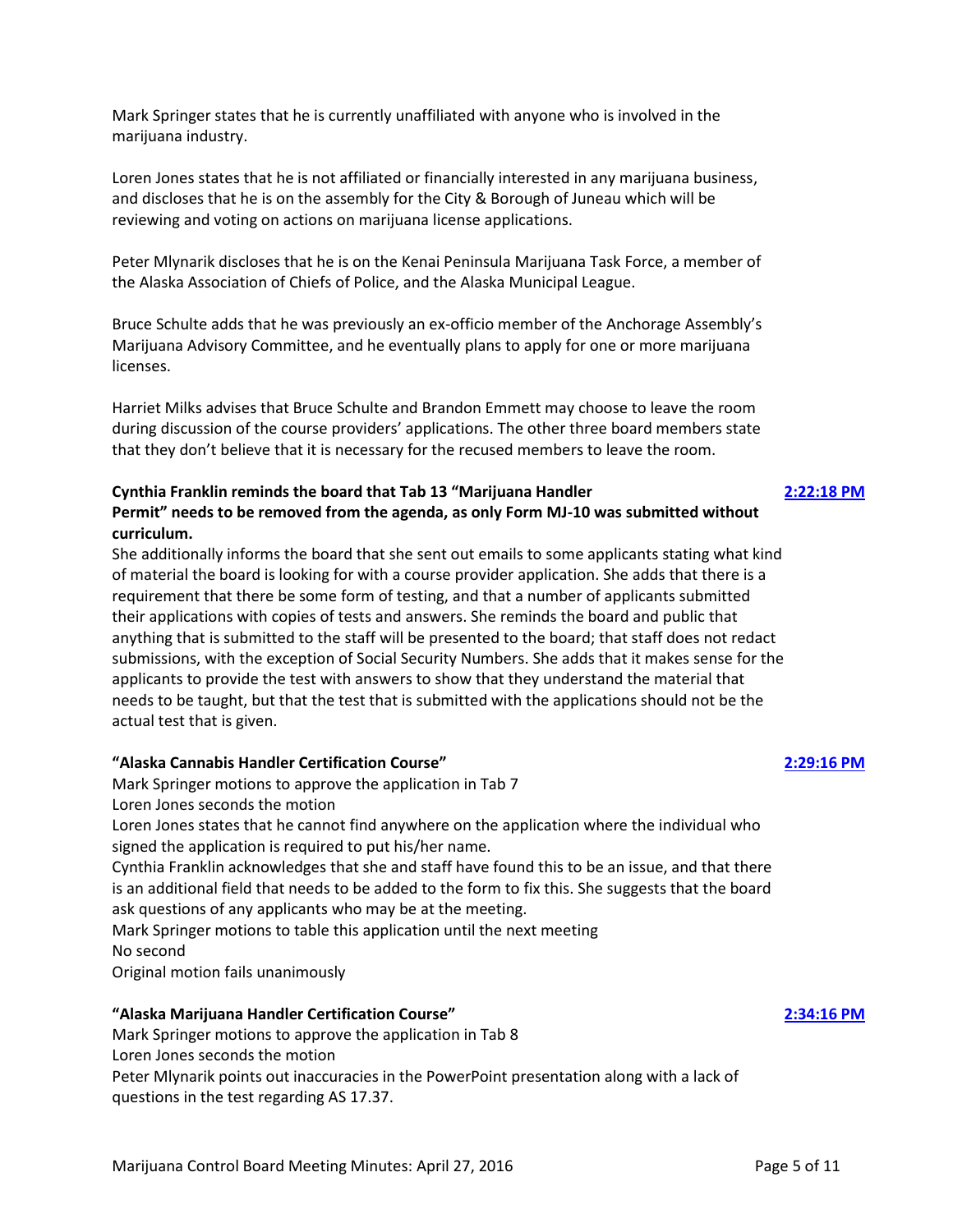Mark Springer states that he is currently unaffiliated with anyone who is involved in the marijuana industry.

Loren Jones states that he is not affiliated or financially interested in any marijuana business, and discloses that he is on the assembly for the City & Borough of Juneau which will be reviewing and voting on actions on marijuana license applications.

Peter Mlynarik discloses that he is on the Kenai Peninsula Marijuana Task Force, a member of the Alaska Association of Chiefs of Police, and the Alaska Municipal League.

Bruce Schulte adds that he was previously an ex-officio member of the Anchorage Assembly's Marijuana Advisory Committee, and he eventually plans to apply for one or more marijuana licenses.

Harriet Milks advises that Bruce Schulte and Brandon Emmett may choose to leave the room during discussion of the course providers' applications. The other three board members state that they don't believe that it is necessary for the recused members to leave the room.

**Cynthia Franklin reminds the board that Tab 13 "Marijuana Handler Permit" needs to be removed from the agenda, as only Form MJ-10 was submitted without curriculum.** [2:22:18 PM]

She additionally informs the board that she sent out emails to some applicants stating what kind of material the board is looking for with a course provider application. She adds that there is a requirement that there be some form of testing, and that a number of applicants submitted their applications with copies of tests and answers. She reminds the board and public that anything that is submitted to the staff will be presented to the board; that staff does not redact submissions, with the exception of Social Security Numbers. She adds that it makes sense for the applicants to provide the test with answers to show that they understand the material that needs to be taught, but that the test that is submitted with the applications should not be the actual test that is given.

**"Alaska Cannabis Handler Certification Course"** [2:29:16 PM]

Mark Springer motions to approve the application in Tab 7
Loren Jones seconds the motion
Loren Jones states that he cannot find anywhere on the application where the individual who signed the application is required to put his/her name.
Cynthia Franklin acknowledges that she and staff have found this to be an issue, and that there is an additional field that needs to be added to the form to fix this. She suggests that the board ask questions of any applicants who may be at the meeting.
Mark Springer motions to table this application until the next meeting
No second
Original motion fails unanimously

**"Alaska Marijuana Handler Certification Course"** [2:34:16 PM]

Mark Springer motions to approve the application in Tab 8
Loren Jones seconds the motion
Peter Mlynarik points out inaccuracies in the PowerPoint presentation along with a lack of questions in the test regarding AS 17.37.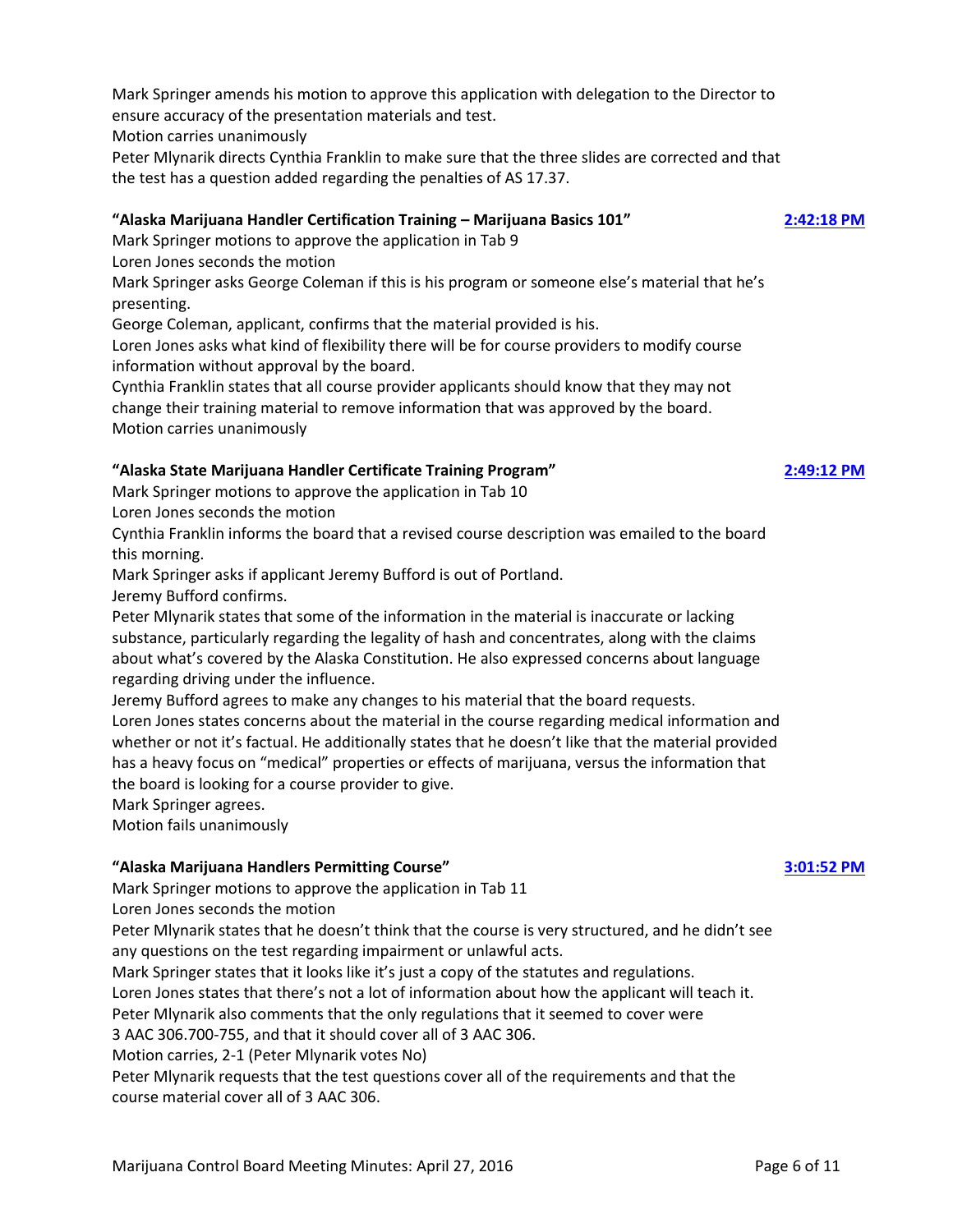Mark Springer amends his motion to approve this application with delegation to the Director to ensure accuracy of the presentation materials and test.
Motion carries unanimously
Peter Mlynarik directs Cynthia Franklin to make sure that the three slides are corrected and that the test has a question added regarding the penalties of AS 17.37.

**"Alaska Marijuana Handler Certification Training – Marijuana Basics 101"** **2:42:18 PM**

Mark Springer motions to approve the application in Tab 9
Loren Jones seconds the motion
Mark Springer asks George Coleman if this is his program or someone else's material that he's presenting.
George Coleman, applicant, confirms that the material provided is his.
Loren Jones asks what kind of flexibility there will be for course providers to modify course information without approval by the board.
Cynthia Franklin states that all course provider applicants should know that they may not change their training material to remove information that was approved by the board.
Motion carries unanimously

**"Alaska State Marijuana Handler Certificate Training Program"** **2:49:12 PM**

Mark Springer motions to approve the application in Tab 10
Loren Jones seconds the motion
Cynthia Franklin informs the board that a revised course description was emailed to the board this morning.
Mark Springer asks if applicant Jeremy Bufford is out of Portland.
Jeremy Bufford confirms.
Peter Mlynarik states that some of the information in the material is inaccurate or lacking substance, particularly regarding the legality of hash and concentrates, along with the claims about what's covered by the Alaska Constitution. He also expressed concerns about language regarding driving under the influence.
Jeremy Bufford agrees to make any changes to his material that the board requests.
Loren Jones states concerns about the material in the course regarding medical information and whether or not it's factual. He additionally states that he doesn't like that the material provided has a heavy focus on "medical" properties or effects of marijuana, versus the information that the board is looking for a course provider to give.
Mark Springer agrees.
Motion fails unanimously

**"Alaska Marijuana Handlers Permitting Course"** **3:01:52 PM**

Mark Springer motions to approve the application in Tab 11
Loren Jones seconds the motion
Peter Mlynarik states that he doesn't think that the course is very structured, and he didn't see any questions on the test regarding impairment or unlawful acts.
Mark Springer states that it looks like it's just a copy of the statutes and regulations.
Loren Jones states that there's not a lot of information about how the applicant will teach it.
Peter Mlynarik also comments that the only regulations that it seemed to cover were 3 AAC 306.700-755, and that it should cover all of 3 AAC 306.
Motion carries, 2-1 (Peter Mlynarik votes No)
Peter Mlynarik requests that the test questions cover all of the requirements and that the course material cover all of 3 AAC 306.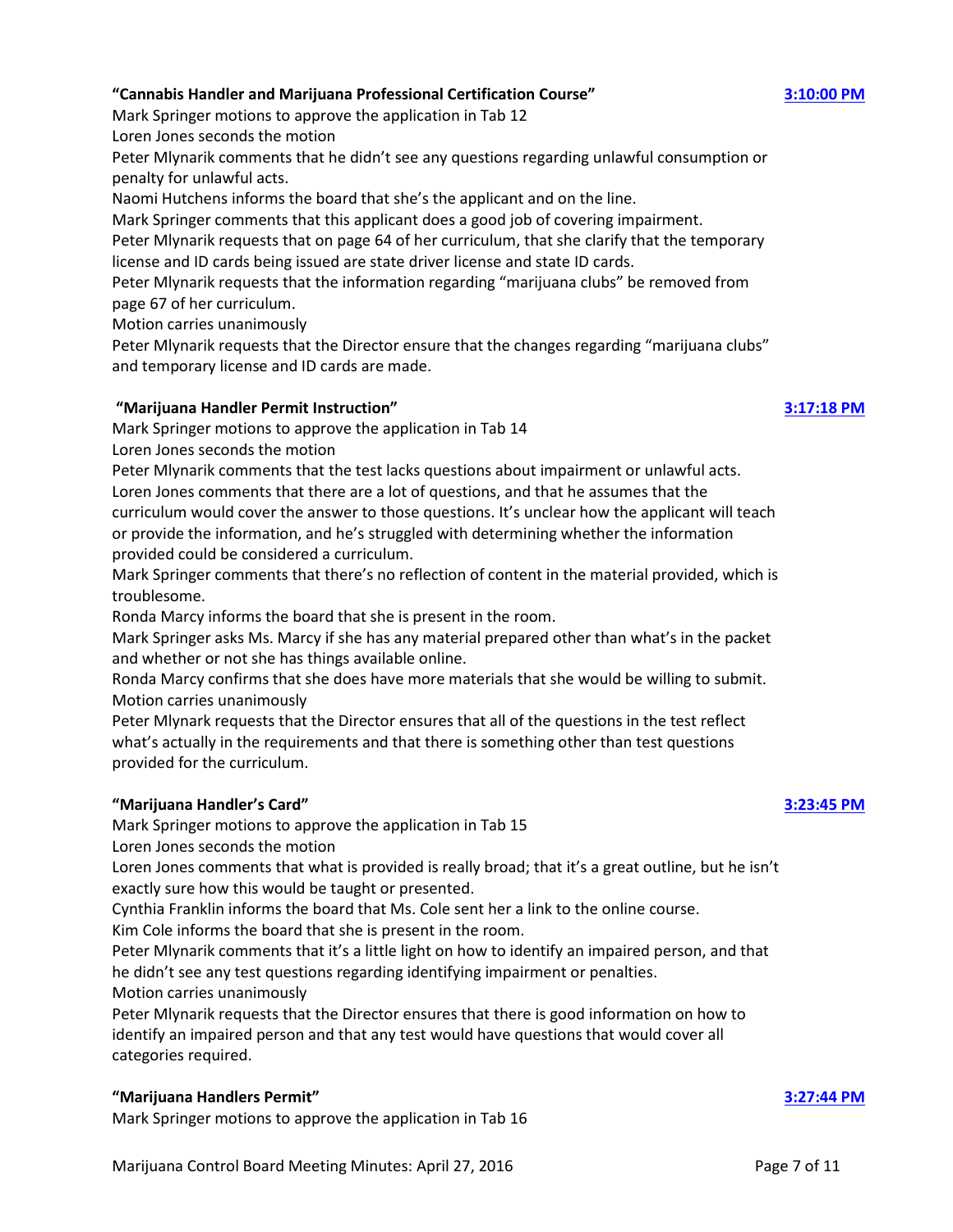**"Cannabis Handler and Marijuana Professional Certification Course"** **3:10:00 PM**

Mark Springer motions to approve the application in Tab 12

Loren Jones seconds the motion

Peter Mlynarik comments that he didn't see any questions regarding unlawful consumption or penalty for unlawful acts.

Naomi Hutchens informs the board that she's the applicant and on the line.

Mark Springer comments that this applicant does a good job of covering impairment.

Peter Mlynarik requests that on page 64 of her curriculum, that she clarify that the temporary license and ID cards being issued are state driver license and state ID cards.

Peter Mlynarik requests that the information regarding "marijuana clubs" be removed from page 67 of her curriculum.

Motion carries unanimously

Peter Mlynarik requests that the Director ensure that the changes regarding "marijuana clubs" and temporary license and ID cards are made.

**"Marijuana Handler Permit Instruction"** **3:17:18 PM**

Mark Springer motions to approve the application in Tab 14

Loren Jones seconds the motion

Peter Mlynarik comments that the test lacks questions about impairment or unlawful acts.

Loren Jones comments that there are a lot of questions, and that he assumes that the curriculum would cover the answer to those questions. It's unclear how the applicant will teach or provide the information, and he's struggled with determining whether the information provided could be considered a curriculum.

Mark Springer comments that there's no reflection of content in the material provided, which is troublesome.

Ronda Marcy informs the board that she is present in the room.

Mark Springer asks Ms. Marcy if she has any material prepared other than what's in the packet and whether or not she has things available online.

Ronda Marcy confirms that she does have more materials that she would be willing to submit.

Motion carries unanimously

Peter Mlynark requests that the Director ensures that all of the questions in the test reflect what's actually in the requirements and that there is something other than test questions provided for the curriculum.

**"Marijuana Handler's Card"** **3:23:45 PM**

Mark Springer motions to approve the application in Tab 15

Loren Jones seconds the motion

Loren Jones comments that what is provided is really broad; that it's a great outline, but he isn't exactly sure how this would be taught or presented.

Cynthia Franklin informs the board that Ms. Cole sent her a link to the online course.

Kim Cole informs the board that she is present in the room.

Peter Mlynarik comments that it's a little light on how to identify an impaired person, and that he didn't see any test questions regarding identifying impairment or penalties.

Motion carries unanimously

Peter Mlynarik requests that the Director ensures that there is good information on how to identify an impaired person and that any test would have questions that would cover all categories required.

**"Marijuana Handlers Permit"** **3:27:44 PM**

Mark Springer motions to approve the application in Tab 16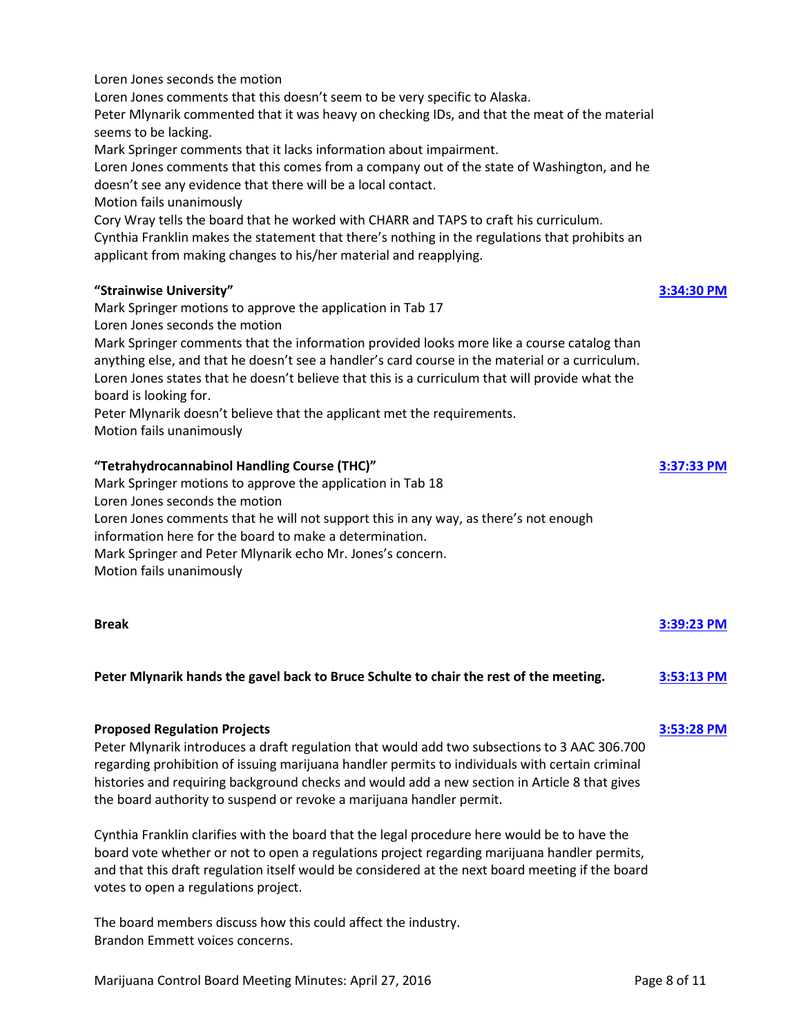Loren Jones seconds the motion
Loren Jones comments that this doesn't seem to be very specific to Alaska.
Peter Mlynarik commented that it was heavy on checking IDs, and that the meat of the material seems to be lacking.
Mark Springer comments that it lacks information about impairment.
Loren Jones comments that this comes from a company out of the state of Washington, and he doesn't see any evidence that there will be a local contact.
Motion fails unanimously
Cory Wray tells the board that he worked with CHARR and TAPS to craft his curriculum.
Cynthia Franklin makes the statement that there's nothing in the regulations that prohibits an applicant from making changes to his/her material and reapplying.

**"Strainwise University"** [3:34:30 PM]

Mark Springer motions to approve the application in Tab 17
Loren Jones seconds the motion
Mark Springer comments that the information provided looks more like a course catalog than anything else, and that he doesn't see a handler's card course in the material or a curriculum.
Loren Jones states that he doesn't believe that this is a curriculum that will provide what the board is looking for.
Peter Mlynarik doesn't believe that the applicant met the requirements.
Motion fails unanimously

**"Tetrahydrocannabinol Handling Course (THC)"** [3:37:33 PM]

Mark Springer motions to approve the application in Tab 18
Loren Jones seconds the motion
Loren Jones comments that he will not support this in any way, as there's not enough information here for the board to make a determination.
Mark Springer and Peter Mlynarik echo Mr. Jones's concern.
Motion fails unanimously

**Break** [3:39:23 PM]

**Peter Mlynarik hands the gavel back to Bruce Schulte to chair the rest of the meeting.** [3:53:13 PM]

**Proposed Regulation Projects** [3:53:28 PM]

Peter Mlynarik introduces a draft regulation that would add two subsections to 3 AAC 306.700 regarding prohibition of issuing marijuana handler permits to individuals with certain criminal histories and requiring background checks and would add a new section in Article 8 that gives the board authority to suspend or revoke a marijuana handler permit.

Cynthia Franklin clarifies with the board that the legal procedure here would be to have the board vote whether or not to open a regulations project regarding marijuana handler permits, and that this draft regulation itself would be considered at the next board meeting if the board votes to open a regulations project.

The board members discuss how this could affect the industry.
Brandon Emmett voices concerns.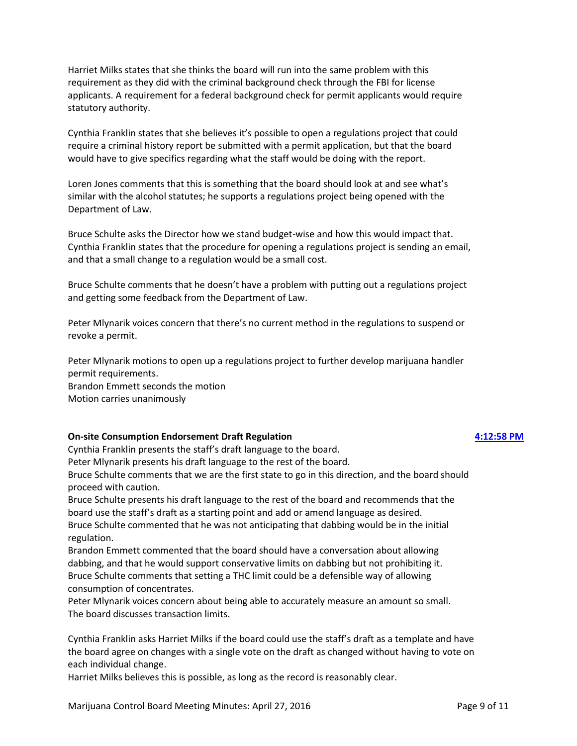Harriet Milks states that she thinks the board will run into the same problem with this requirement as they did with the criminal background check through the FBI for license applicants. A requirement for a federal background check for permit applicants would require statutory authority.

Cynthia Franklin states that she believes it's possible to open a regulations project that could require a criminal history report be submitted with a permit application, but that the board would have to give specifics regarding what the staff would be doing with the report.

Loren Jones comments that this is something that the board should look at and see what's similar with the alcohol statutes; he supports a regulations project being opened with the Department of Law.

Bruce Schulte asks the Director how we stand budget-wise and how this would impact that. Cynthia Franklin states that the procedure for opening a regulations project is sending an email, and that a small change to a regulation would be a small cost.

Bruce Schulte comments that he doesn't have a problem with putting out a regulations project and getting some feedback from the Department of Law.

Peter Mlynarik voices concern that there's no current method in the regulations to suspend or revoke a permit.

Peter Mlynarik motions to open up a regulations project to further develop marijuana handler permit requirements.
Brandon Emmett seconds the motion
Motion carries unanimously

**On-site Consumption Endorsement Draft Regulation** **4:12:58 PM**

Cynthia Franklin presents the staff's draft language to the board.
Peter Mlynarik presents his draft language to the rest of the board.
Bruce Schulte comments that we are the first state to go in this direction, and the board should proceed with caution.
Bruce Schulte presents his draft language to the rest of the board and recommends that the board use the staff's draft as a starting point and add or amend language as desired.
Bruce Schulte commented that he was not anticipating that dabbing would be in the initial regulation.
Brandon Emmett commented that the board should have a conversation about allowing dabbing, and that he would support conservative limits on dabbing but not prohibiting it.
Bruce Schulte comments that setting a THC limit could be a defensible way of allowing consumption of concentrates.
Peter Mlynarik voices concern about being able to accurately measure an amount so small.
The board discusses transaction limits.

Cynthia Franklin asks Harriet Milks if the board could use the staff's draft as a template and have the board agree on changes with a single vote on the draft as changed without having to vote on each individual change.
Harriet Milks believes this is possible, as long as the record is reasonably clear.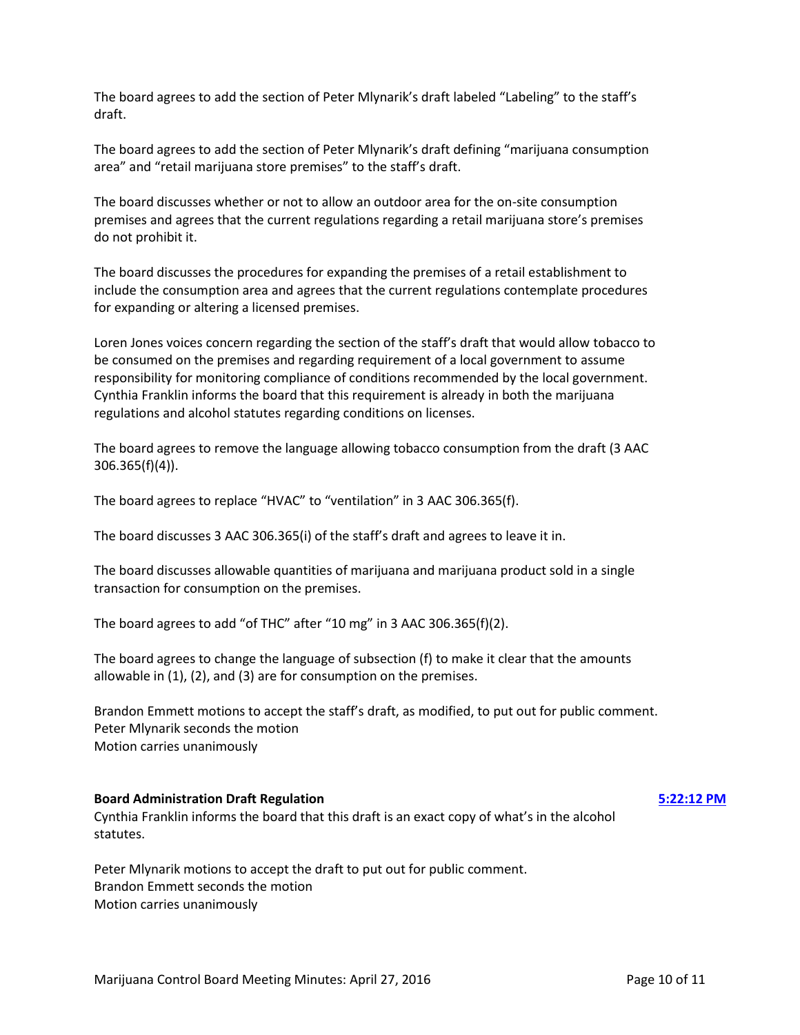The board agrees to add the section of Peter Mlynarik's draft labeled "Labeling" to the staff's draft.

The board agrees to add the section of Peter Mlynarik's draft defining "marijuana consumption area" and "retail marijuana store premises" to the staff's draft.

The board discusses whether or not to allow an outdoor area for the on-site consumption premises and agrees that the current regulations regarding a retail marijuana store's premises do not prohibit it.

The board discusses the procedures for expanding the premises of a retail establishment to include the consumption area and agrees that the current regulations contemplate procedures for expanding or altering a licensed premises.

Loren Jones voices concern regarding the section of the staff's draft that would allow tobacco to be consumed on the premises and regarding requirement of a local government to assume responsibility for monitoring compliance of conditions recommended by the local government. Cynthia Franklin informs the board that this requirement is already in both the marijuana regulations and alcohol statutes regarding conditions on licenses.

The board agrees to remove the language allowing tobacco consumption from the draft (3 AAC 306.365(f)(4)).

The board agrees to replace "HVAC" to "ventilation" in 3 AAC 306.365(f).

The board discusses 3 AAC 306.365(i) of the staff's draft and agrees to leave it in.

The board discusses allowable quantities of marijuana and marijuana product sold in a single transaction for consumption on the premises.

The board agrees to add "of THC" after "10 mg" in 3 AAC 306.365(f)(2).

The board agrees to change the language of subsection (f) to make it clear that the amounts allowable in (1), (2), and (3) are for consumption on the premises.

Brandon Emmett motions to accept the staff's draft, as modified, to put out for public comment.
Peter Mlynarik seconds the motion
Motion carries unanimously

**Board Administration Draft Regulation** 5:22:12 PM

Cynthia Franklin informs the board that this draft is an exact copy of what's in the alcohol statutes.

Peter Mlynarik motions to accept the draft to put out for public comment.
Brandon Emmett seconds the motion
Motion carries unanimously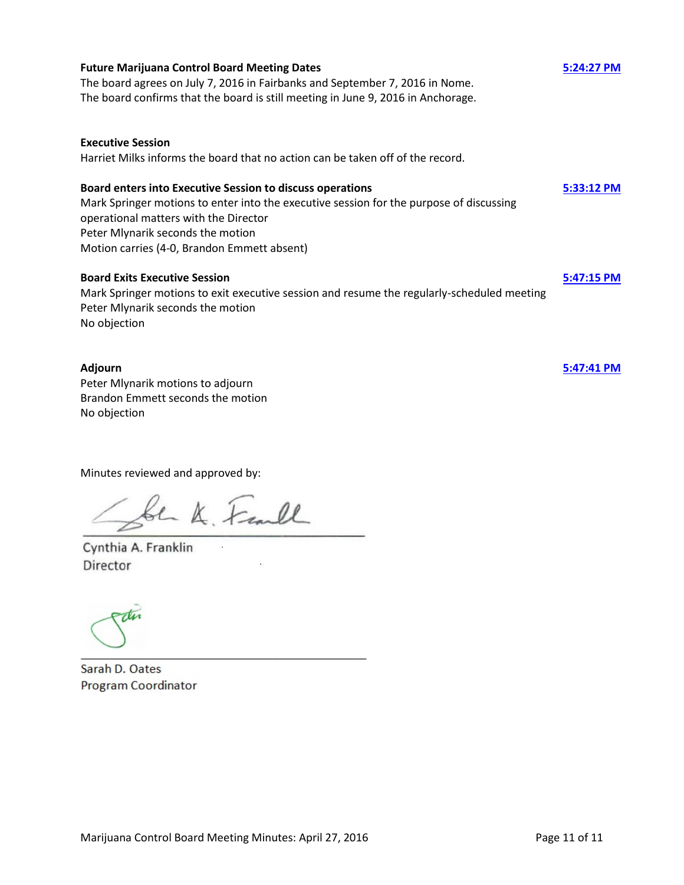**Future Marijuana Control Board Meeting Dates** [5:24:27 PM]

The board agrees on July 7, 2016 in Fairbanks and September 7, 2016 in Nome.
The board confirms that the board is still meeting in June 9, 2016 in Anchorage.

**Executive Session**

Harriet Milks informs the board that no action can be taken off of the record.

**Board enters into Executive Session to discuss operations** [5:33:12 PM]

Mark Springer motions to enter into the executive session for the purpose of discussing operational matters with the Director
Peter Mlynarik seconds the motion
Motion carries (4-0, Brandon Emmett absent)

**Board Exits Executive Session** [5:47:15 PM]

Mark Springer motions to exit executive session and resume the regularly-scheduled meeting
Peter Mlynarik seconds the motion
No objection

**Adjourn** [5:47:41 PM]

Peter Mlynarik motions to adjourn
Brandon Emmett seconds the motion
No objection

Minutes reviewed and approved by:

Cynthia A. Franklin
Director

Sarah D. Oates
Program Coordinator